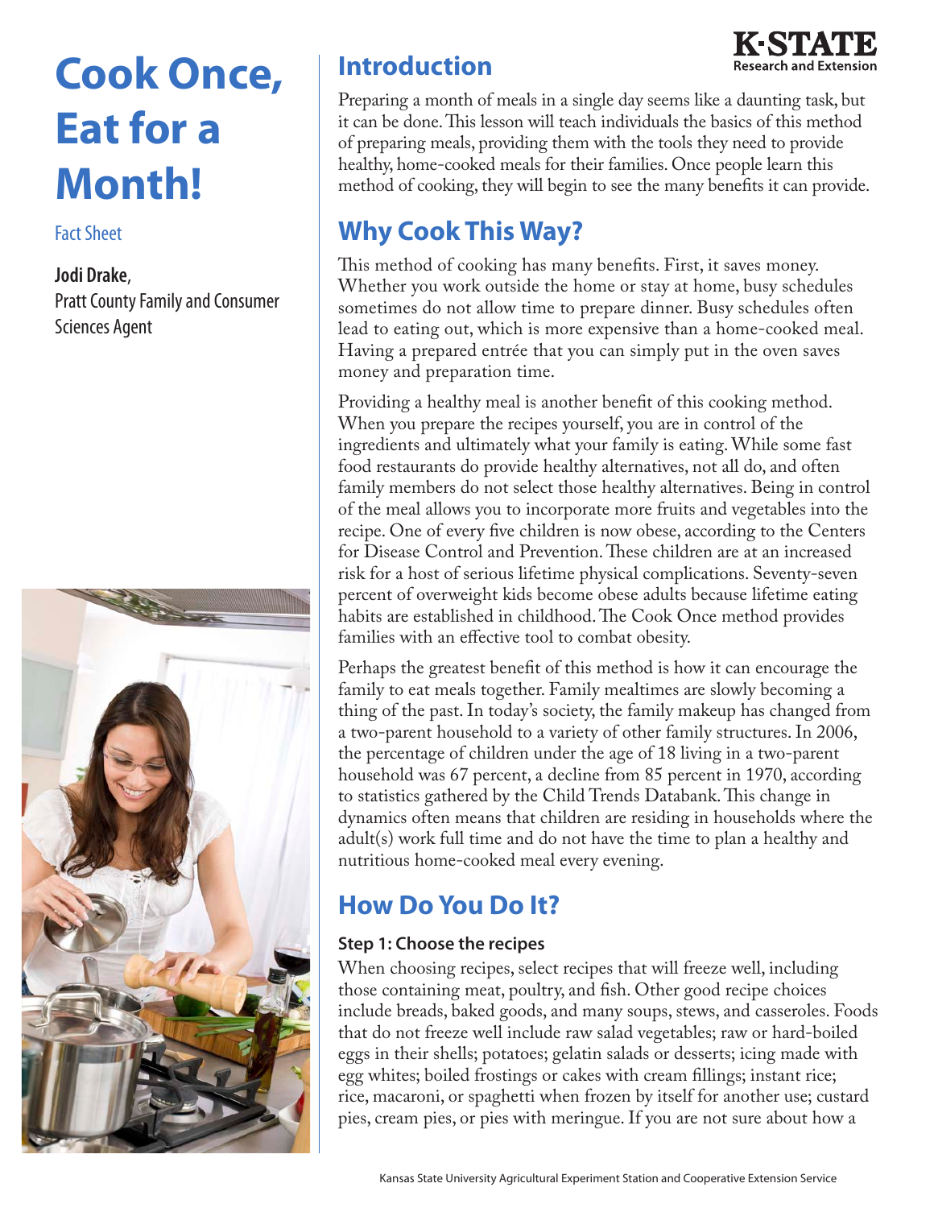# Cook Once, Eat for a Month!

Fact Sheet

**Jodi Drake**,
Pratt County Family and Consumer Sciences Agent

## Introduction

Preparing a month of meals in a single day seems like a daunting task, but it can be done. This lesson will teach individuals the basics of this method of preparing meals, providing them with the tools they need to provide healthy, home-cooked meals for their families. Once people learn this method of cooking, they will begin to see the many benefits it can provide.

## Why Cook This Way?

This method of cooking has many benefits. First, it saves money. Whether you work outside the home or stay at home, busy schedules sometimes do not allow time to prepare dinner. Busy schedules often lead to eating out, which is more expensive than a home-cooked meal. Having a prepared entrée that you can simply put in the oven saves money and preparation time.

Providing a healthy meal is another benefit of this cooking method. When you prepare the recipes yourself, you are in control of the ingredients and ultimately what your family is eating. While some fast food restaurants do provide healthy alternatives, not all do, and often family members do not select those healthy alternatives. Being in control of the meal allows you to incorporate more fruits and vegetables into the recipe. One of every five children is now obese, according to the Centers for Disease Control and Prevention. These children are at an increased risk for a host of serious lifetime physical complications. Seventy-seven percent of overweight kids become obese adults because lifetime eating habits are established in childhood. The Cook Once method provides families with an effective tool to combat obesity.

Perhaps the greatest benefit of this method is how it can encourage the family to eat meals together. Family mealtimes are slowly becoming a thing of the past. In today's society, the family makeup has changed from a two-parent household to a variety of other family structures. In 2006, the percentage of children under the age of 18 living in a two-parent household was 67 percent, a decline from 85 percent in 1970, according to statistics gathered by the Child Trends Databank. This change in dynamics often means that children are residing in households where the adult(s) work full time and do not have the time to plan a healthy and nutritious home-cooked meal every evening.

## How Do You Do It?

### Step 1: Choose the recipes

When choosing recipes, select recipes that will freeze well, including those containing meat, poultry, and fish. Other good recipe choices include breads, baked goods, and many soups, stews, and casseroles. Foods that do not freeze well include raw salad vegetables; raw or hard-boiled eggs in their shells; potatoes; gelatin salads or desserts; icing made with egg whites; boiled frostings or cakes with cream fillings; instant rice; rice, macaroni, or spaghetti when frozen by itself for another use; custard pies, cream pies, or pies with meringue. If you are not sure about how a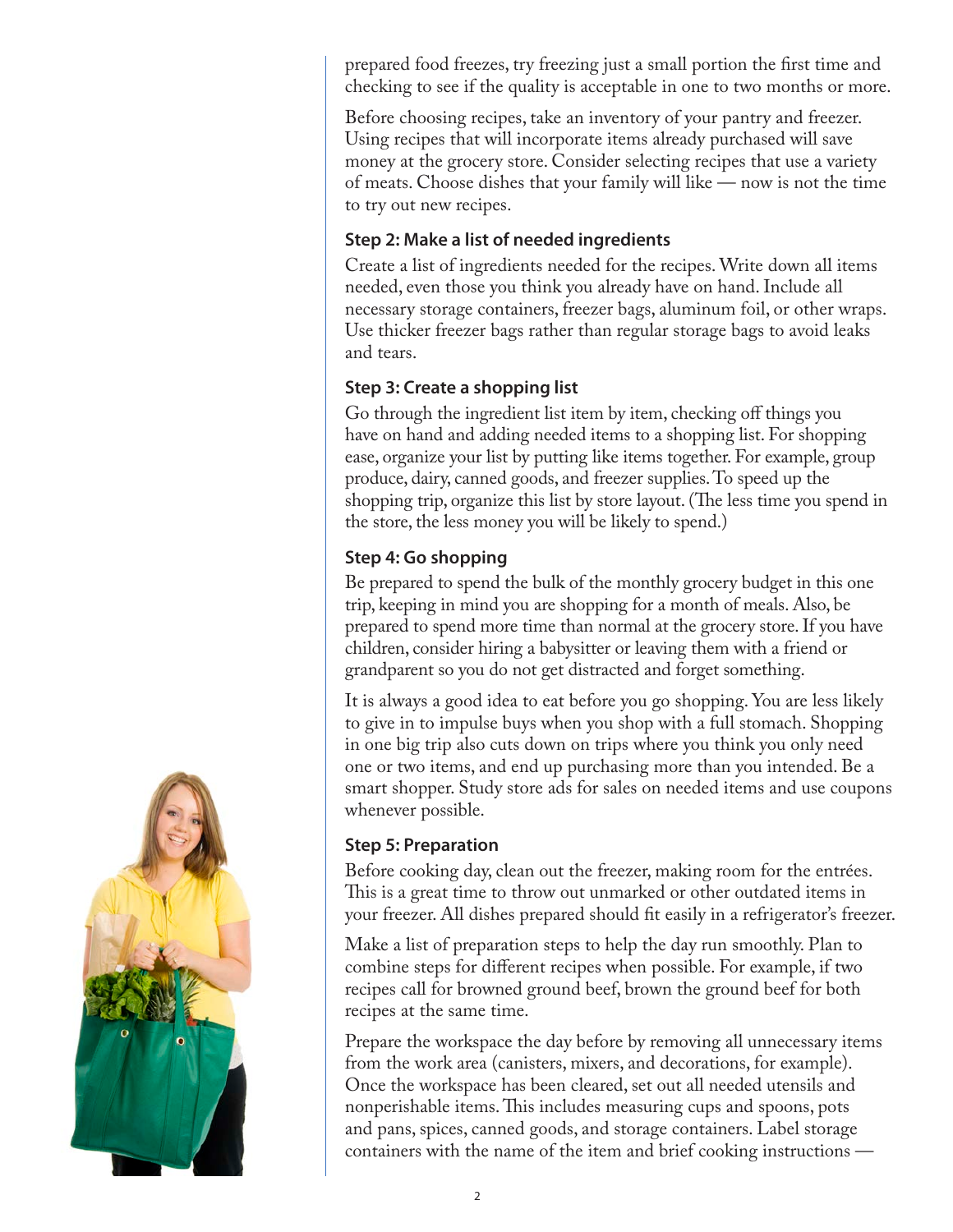prepared food freezes, try freezing just a small portion the first time and checking to see if the quality is acceptable in one to two months or more.

Before choosing recipes, take an inventory of your pantry and freezer. Using recipes that will incorporate items already purchased will save money at the grocery store. Consider selecting recipes that use a variety of meats. Choose dishes that your family will like — now is not the time to try out new recipes.

### Step 2: Make a list of needed ingredients

Create a list of ingredients needed for the recipes. Write down all items needed, even those you think you already have on hand. Include all necessary storage containers, freezer bags, aluminum foil, or other wraps. Use thicker freezer bags rather than regular storage bags to avoid leaks and tears.

### Step 3: Create a shopping list

Go through the ingredient list item by item, checking off things you have on hand and adding needed items to a shopping list. For shopping ease, organize your list by putting like items together. For example, group produce, dairy, canned goods, and freezer supplies. To speed up the shopping trip, organize this list by store layout. (The less time you spend in the store, the less money you will be likely to spend.)

### Step 4: Go shopping

Be prepared to spend the bulk of the monthly grocery budget in this one trip, keeping in mind you are shopping for a month of meals. Also, be prepared to spend more time than normal at the grocery store. If you have children, consider hiring a babysitter or leaving them with a friend or grandparent so you do not get distracted and forget something.

It is always a good idea to eat before you go shopping. You are less likely to give in to impulse buys when you shop with a full stomach. Shopping in one big trip also cuts down on trips where you think you only need one or two items, and end up purchasing more than you intended. Be a smart shopper. Study store ads for sales on needed items and use coupons whenever possible.

### Step 5: Preparation

Before cooking day, clean out the freezer, making room for the entrées. This is a great time to throw out unmarked or other outdated items in your freezer. All dishes prepared should fit easily in a refrigerator's freezer.

Make a list of preparation steps to help the day run smoothly. Plan to combine steps for different recipes when possible. For example, if two recipes call for browned ground beef, brown the ground beef for both recipes at the same time.

Prepare the workspace the day before by removing all unnecessary items from the work area (canisters, mixers, and decorations, for example). Once the workspace has been cleared, set out all needed utensils and nonperishable items. This includes measuring cups and spoons, pots and pans, spices, canned goods, and storage containers. Label storage containers with the name of the item and brief cooking instructions —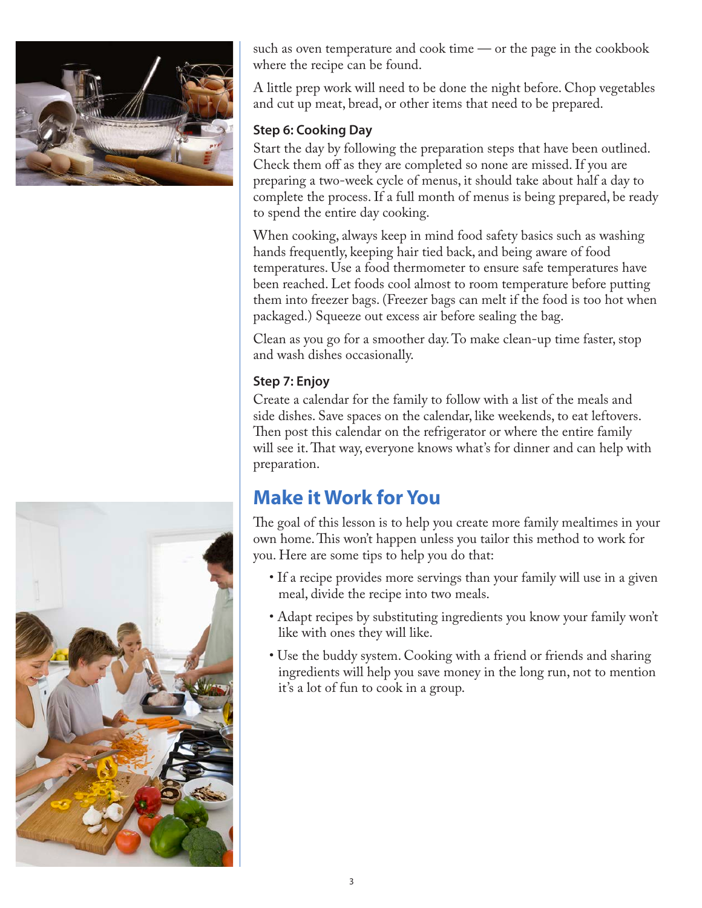such as oven temperature and cook time — or the page in the cookbook where the recipe can be found.

A little prep work will need to be done the night before. Chop vegetables and cut up meat, bread, or other items that need to be prepared.

### Step 6: Cooking Day

Start the day by following the preparation steps that have been outlined. Check them off as they are completed so none are missed. If you are preparing a two-week cycle of menus, it should take about half a day to complete the process. If a full month of menus is being prepared, be ready to spend the entire day cooking.

When cooking, always keep in mind food safety basics such as washing hands frequently, keeping hair tied back, and being aware of food temperatures. Use a food thermometer to ensure safe temperatures have been reached. Let foods cool almost to room temperature before putting them into freezer bags. (Freezer bags can melt if the food is too hot when packaged.) Squeeze out excess air before sealing the bag.

Clean as you go for a smoother day. To make clean-up time faster, stop and wash dishes occasionally.

### Step 7: Enjoy

Create a calendar for the family to follow with a list of the meals and side dishes. Save spaces on the calendar, like weekends, to eat leftovers. Then post this calendar on the refrigerator or where the entire family will see it. That way, everyone knows what's for dinner and can help with preparation.

## Make it Work for You

The goal of this lesson is to help you create more family mealtimes in your own home. This won't happen unless you tailor this method to work for you. Here are some tips to help you do that:

- If a recipe provides more servings than your family will use in a given meal, divide the recipe into two meals.
- Adapt recipes by substituting ingredients you know your family won't like with ones they will like.
- Use the buddy system. Cooking with a friend or friends and sharing ingredients will help you save money in the long run, not to mention it's a lot of fun to cook in a group.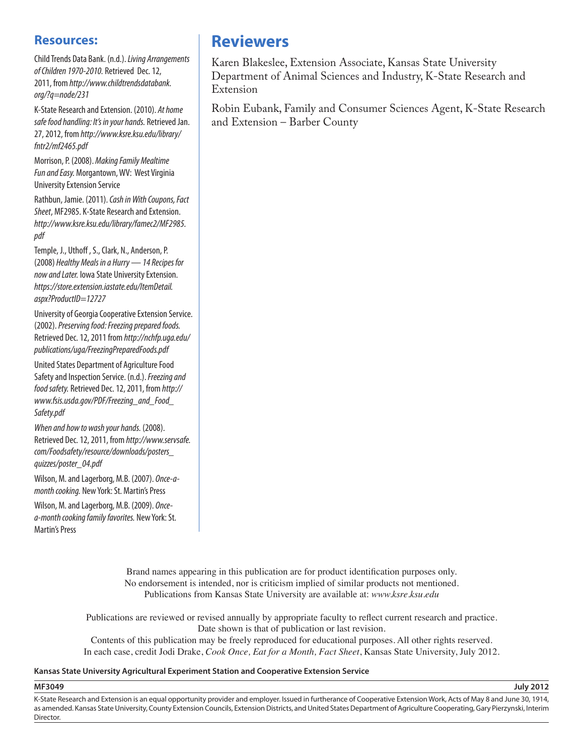## Resources:

Child Trends Data Bank. (n.d.). *Living Arrangements of Children 1970-2010.* Retrieved Dec. 12, 2011, from *http://www.childtrendsdatabank.org/?q=node/231*

K-State Research and Extension. (2010). *At home safe food handling: It's in your hands.* Retrieved Jan. 27, 2012, from *http://www.ksre.ksu.edu/library/fntr2/mf2465.pdf*

Morrison, P. (2008). *Making Family Mealtime Fun and Easy.* Morgantown, WV: West Virginia University Extension Service

Rathbun, Jamie. (2011). *Cash in With Coupons, Fact Sheet*, MF2985. K-State Research and Extension. *http://www.ksre.ksu.edu/library/famec2/MF2985.pdf*

Temple, J., Uthoff , S., Clark, N., Anderson, P. (2008) *Healthy Meals in a Hurry — 14 Recipes for now and Later.* Iowa State University Extension. *https://store.extension.iastate.edu/ItemDetail.aspx?ProductID=12727*

University of Georgia Cooperative Extension Service. (2002). *Preserving food: Freezing prepared foods.* Retrieved Dec. 12, 2011 from *http://nchfp.uga.edu/publications/uga/FreezingPreparedFoods.pdf*

United States Department of Agriculture Food Safety and Inspection Service. (n.d.). *Freezing and food safety.* Retrieved Dec. 12, 2011, from *http://www.fsis.usda.gov/PDF/Freezing_and_Food_Safety.pdf*

*When and how to wash your hands.* (2008). Retrieved Dec. 12, 2011, from *http://www.servsafe.com/Foodsafety/resource/downloads/posters_quizzes/poster_04.pdf*

Wilson, M. and Lagerborg, M.B. (2007). *Once-a-month cooking.* New York: St. Martin's Press

Wilson, M. and Lagerborg, M.B. (2009). *Once-a-month cooking family favorites.* New York: St. Martin's Press

# Reviewers

Karen Blakeslee, Extension Associate, Kansas State University Department of Animal Sciences and Industry, K-State Research and Extension

Robin Eubank, Family and Consumer Sciences Agent, K-State Research and Extension – Barber County

Brand names appearing in this publication are for product identification purposes only.
No endorsement is intended, nor is criticism implied of similar products not mentioned.
Publications from Kansas State University are available at: *www.ksre.ksu.edu*

Publications are reviewed or revised annually by appropriate faculty to reflect current research and practice.
Date shown is that of publication or last revision.
Contents of this publication may be freely reproduced for educational purposes. All other rights reserved.
In each case, credit Jodi Drake, *Cook Once, Eat for a Month, Fact Sheet*, Kansas State University, July 2012.

**Kansas State University Agricultural Experiment Station and Cooperative Extension Service**

**MF3049** **July 2012**

K-State Research and Extension is an equal opportunity provider and employer. Issued in furtherance of Cooperative Extension Work, Acts of May 8 and June 30, 1914, as amended. Kansas State University, County Extension Councils, Extension Districts, and United States Department of Agriculture Cooperating, Gary Pierzynski, Interim Director.